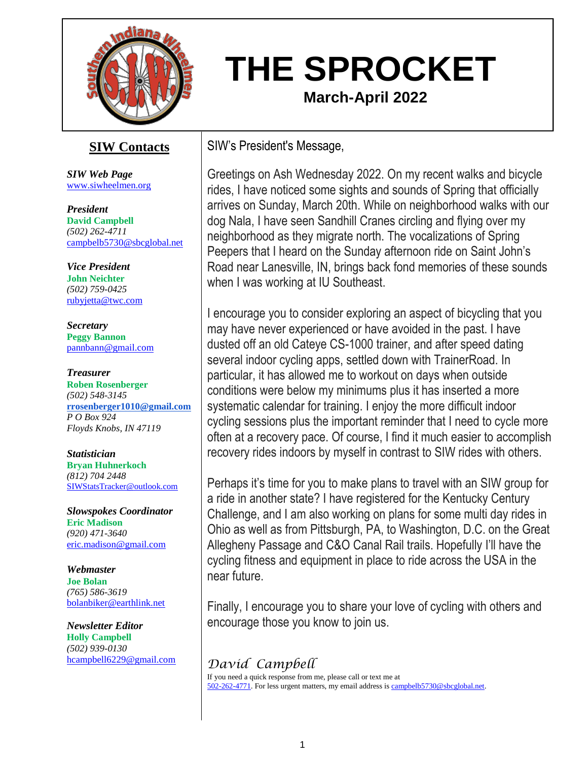# THE SPROCKET

**March-April 2022**

## SIW Contacts

***SIW Web Page***
www.siwheelmen.org

***President***
**David Campbell**
*(502) 262-4711*
campbelb5730@sbcglobal.net

***Vice President***
**John Neichter**
*(502) 759-0425*
rubyjetta@twc.com

***Secretary***
**Peggy Bannon**
pannbann@gmail.com

***Treasurer***
**Roben Rosenberger**
*(502) 548-3145*
**rrosenberger1010@gmail.com**
*P O Box 924*
*Floyds Knobs, IN 47119*

***Statistician***
**Bryan Huhnerkoch**
*(812) 704 2448*
SIWStatsTracker@outlook.com

***Slowspokes Coordinator***
**Eric Madison**
*(920) 471-3640*
eric.madison@gmail.com

***Webmaster***
**Joe Bolan**
*(765) 586-3619*
bolanbiker@earthlink.net

***Newsletter Editor***
**Holly Campbell**
*(502) 939-0130*
hcampbell6229@gmail.com

SIW's President's Message,

Greetings on Ash Wednesday 2022. On my recent walks and bicycle rides, I have noticed some sights and sounds of Spring that officially arrives on Sunday, March 20th. While on neighborhood walks with our dog Nala, I have seen Sandhill Cranes circling and flying over my neighborhood as they migrate north. The vocalizations of Spring Peepers that I heard on the Sunday afternoon ride on Saint John's Road near Lanesville, IN, brings back fond memories of these sounds when I was working at IU Southeast.

I encourage you to consider exploring an aspect of bicycling that you may have never experienced or have avoided in the past. I have dusted off an old Cateye CS-1000 trainer, and after speed dating several indoor cycling apps, settled down with TrainerRoad. In particular, it has allowed me to workout on days when outside conditions were below my minimums plus it has inserted a more systematic calendar for training. I enjoy the more difficult indoor cycling sessions plus the important reminder that I need to cycle more often at a recovery pace. Of course, I find it much easier to accomplish recovery rides indoors by myself in contrast to SIW rides with others.

Perhaps it's time for you to make plans to travel with an SIW group for a ride in another state? I have registered for the Kentucky Century Challenge, and I am also working on plans for some multi day rides in Ohio as well as from Pittsburgh, PA, to Washington, D.C. on the Great Allegheny Passage and C&O Canal Rail trails. Hopefully I'll have the cycling fitness and equipment in place to ride across the USA in the near future.

Finally, I encourage you to share your love of cycling with others and encourage those you know to join us.

*David Campbell*

If you need a quick response from me, please call or text me at 502-262-4771. For less urgent matters, my email address is campbelb5730@sbcglobal.net.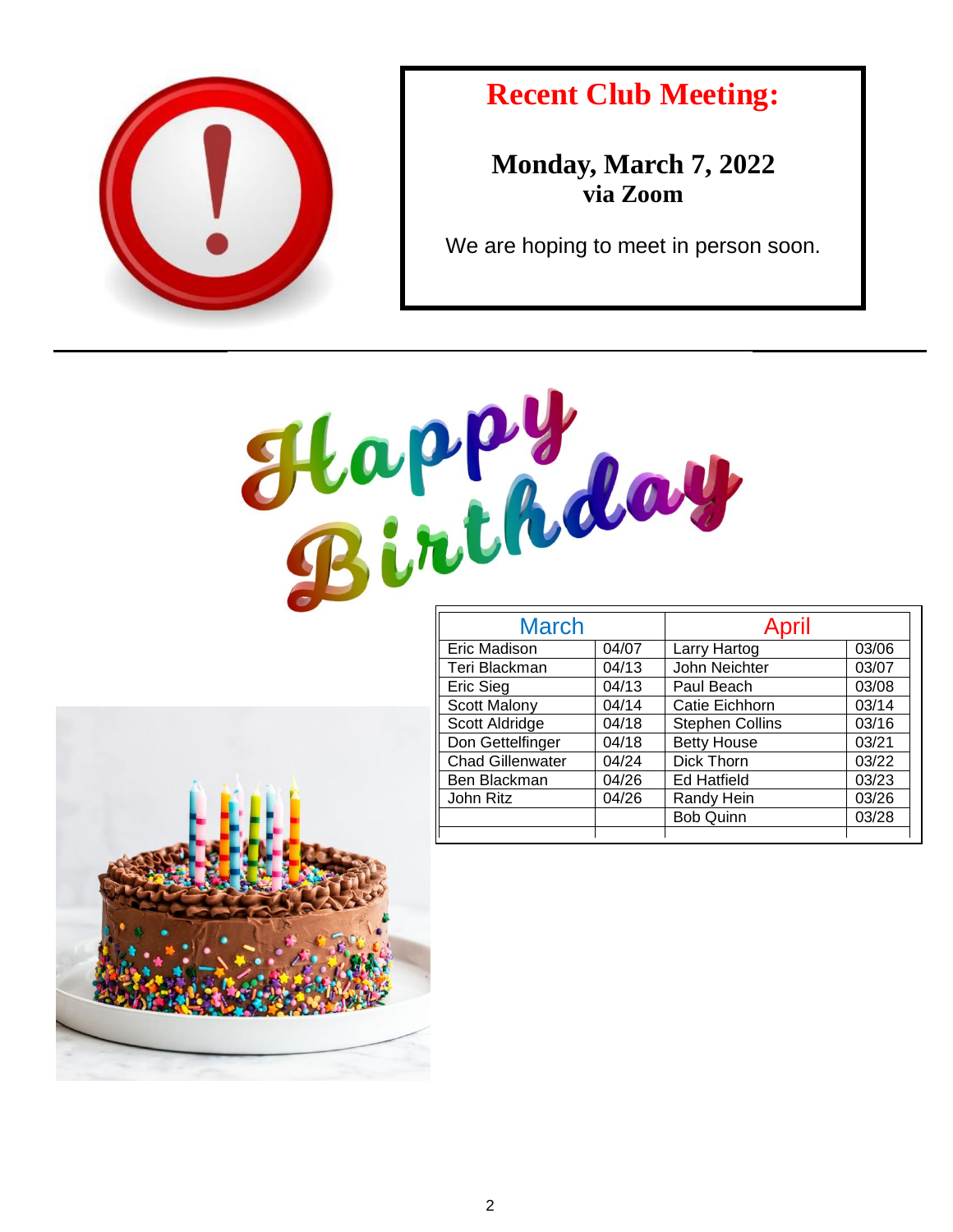## Recent Club Meeting:

**Monday, March 7, 2022**
**via Zoom**

We are hoping to meet in person soon.

---

# Happy Birthday

| March | | April | |
|---|---|---|---|
| Eric Madison | 04/07 | Larry Hartog | 03/06 |
| Teri Blackman | 04/13 | John Neichter | 03/07 |
| Eric Sieg | 04/13 | Paul Beach | 03/08 |
| Scott Malony | 04/14 | Catie Eichhorn | 03/14 |
| Scott Aldridge | 04/18 | Stephen Collins | 03/16 |
| Don Gettelfinger | 04/18 | Betty House | 03/21 |
| Chad Gillenwater | 04/24 | Dick Thorn | 03/22 |
| Ben Blackman | 04/26 | Ed Hatfield | 03/23 |
| John Ritz | 04/26 | Randy Hein | 03/26 |
| | | Bob Quinn | 03/28 |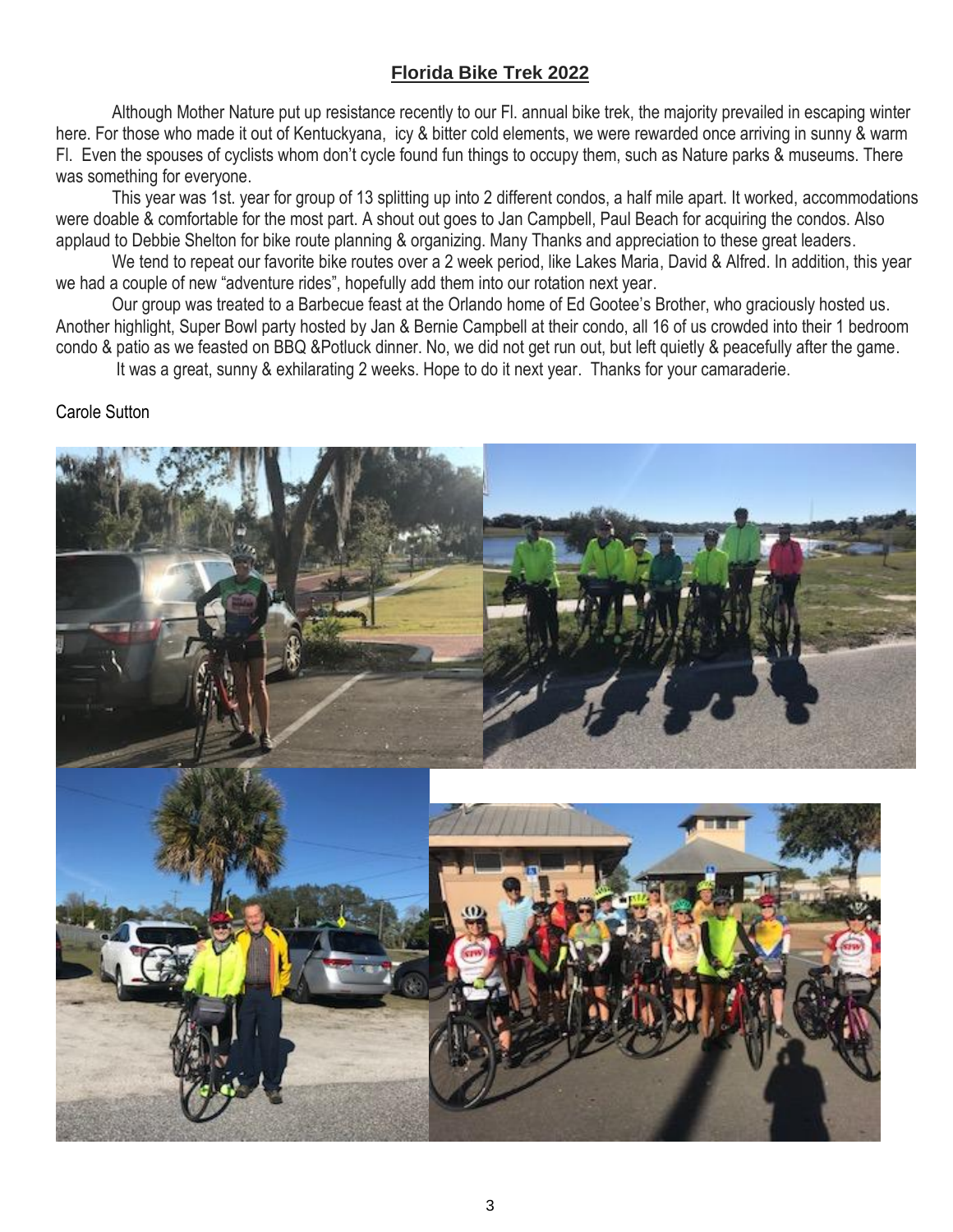## Florida Bike Trek 2022

Although Mother Nature put up resistance recently to our Fl. annual bike trek, the majority prevailed in escaping winter here. For those who made it out of Kentuckyana, icy & bitter cold elements, we were rewarded once arriving in sunny & warm Fl. Even the spouses of cyclists whom don't cycle found fun things to occupy them, such as Nature parks & museums. There was something for everyone.

This year was 1st. year for group of 13 splitting up into 2 different condos, a half mile apart. It worked, accommodations were doable & comfortable for the most part. A shout out goes to Jan Campbell, Paul Beach for acquiring the condos. Also applaud to Debbie Shelton for bike route planning & organizing. Many Thanks and appreciation to these great leaders.

We tend to repeat our favorite bike routes over a 2 week period, like Lakes Maria, David & Alfred. In addition, this year we had a couple of new "adventure rides", hopefully add them into our rotation next year.

Our group was treated to a Barbecue feast at the Orlando home of Ed Gootee's Brother, who graciously hosted us. Another highlight, Super Bowl party hosted by Jan & Bernie Campbell at their condo, all 16 of us crowded into their 1 bedroom condo & patio as we feasted on BBQ &Potluck dinner. No, we did not get run out, but left quietly & peacefully after the game.

It was a great, sunny & exhilarating 2 weeks. Hope to do it next year. Thanks for your camaraderie.

Carole Sutton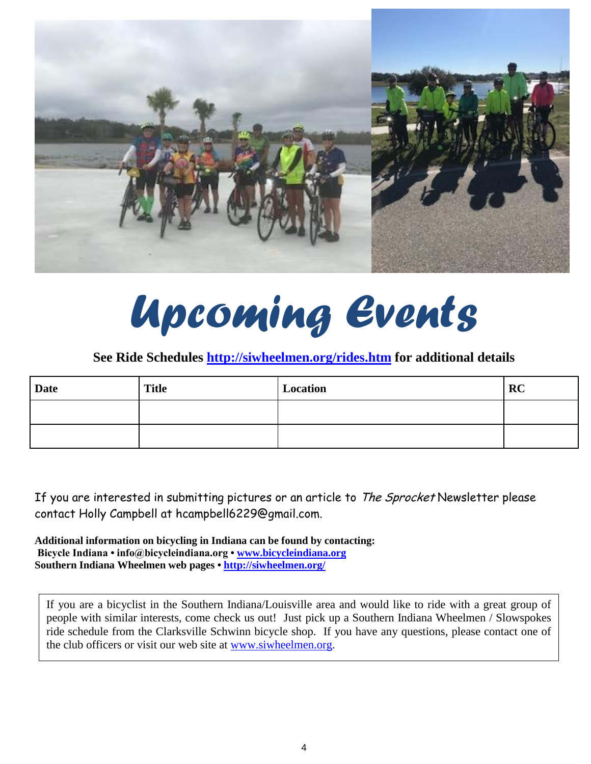# Upcoming Events

**See Ride Schedules [http://siwheelmen.org/rides.htm](http://siwheelmen.org/rides.htm) for additional details**

| Date | Title | Location | RC |
|---|---|---|---|
| | | | |
| | | | |

If you are interested in submitting pictures or an article to *The Sprocket* Newsletter please contact Holly Campbell at hcampbell6229@gmail.com.

**Additional information on bicycling in Indiana can be found by contacting:**
**Bicycle Indiana • info@bicycleindiana.org • [www.bicycleindiana.org](http://www.bicycleindiana.org)**
**Southern Indiana Wheelmen web pages • [http://siwheelmen.org/](http://siwheelmen.org/)**

If you are a bicyclist in the Southern Indiana/Louisville area and would like to ride with a great group of people with similar interests, come check us out! Just pick up a Southern Indiana Wheelmen / Slowspokes ride schedule from the Clarksville Schwinn bicycle shop. If you have any questions, please contact one of the club officers or visit our web site at [www.siwheelmen.org](http://www.siwheelmen.org).